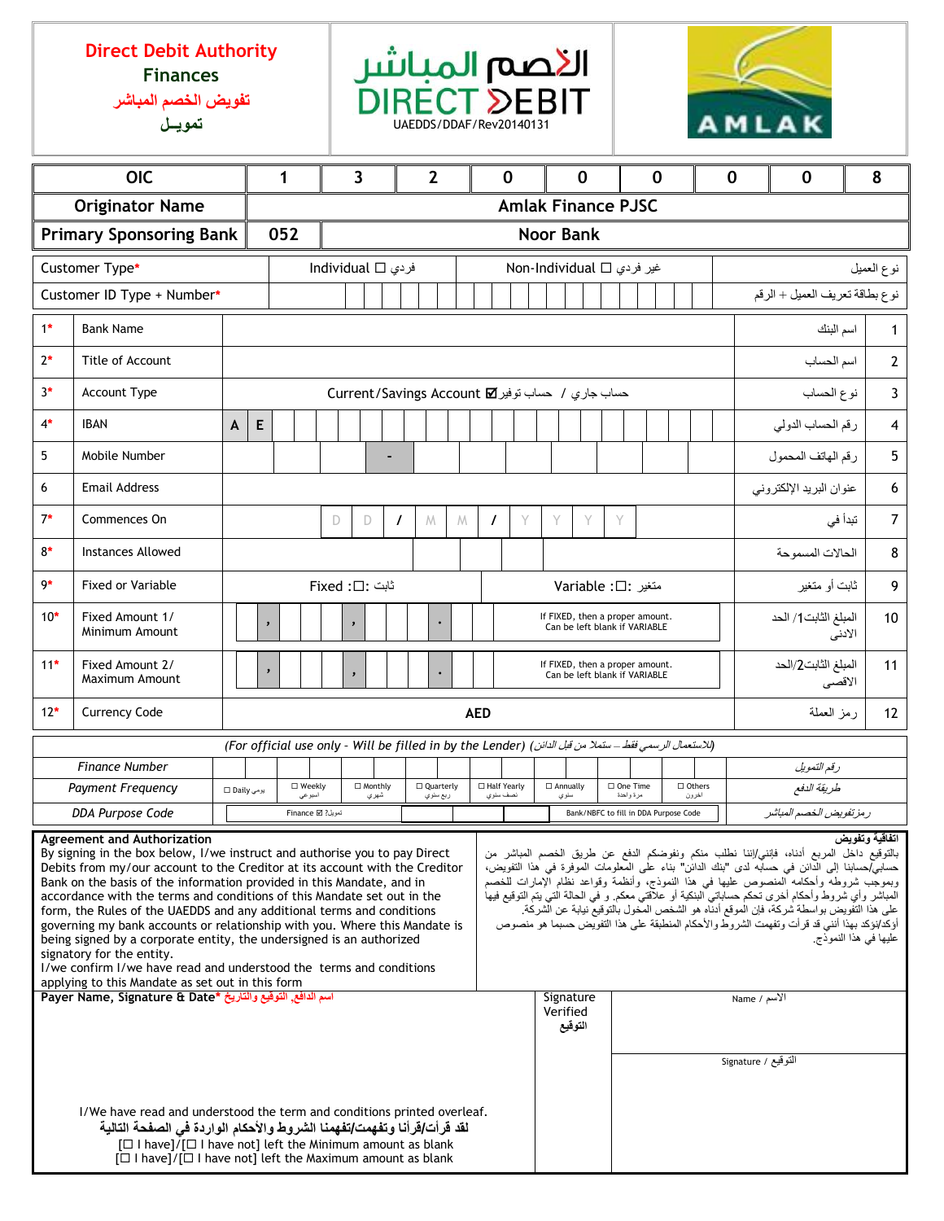**Direct Debit Authority**
**Finances**
**تفويض الخصم المباشر**
**تمويـل**

**الخصم المباشر**
**DIRECT DEBIT**
UAEDDS/DDAF/Rev20140131

AMLAK

| OIC | 1 | 3 | 2 | 0 | 0 | 0 | 0 | 0 | 8 |
|---|---|---|---|---|---|---|---|---|---|
| **Originator Name** | **Amlak Finance PJSC** | | | | | | | | |
| **Primary Sponsoring Bank** | **052** | **Noor Bank** | | | | | | | |

| | | | |
|---|---|---|---|
| Customer Type* | Individual ☐ فردي | Non-Individual ☐ غير فردي | نوع العميل |
| Customer ID Type + Number* | | | نوع بطاقة تعريف العميل + الرقم |

| # | Field | Value | الحقل | # |
|---|---|---|---|---|
| 1* | Bank Name | | اسم البنك | 1 |
| 2* | Title of Account | | اسم الحساب | 2 |
| 3* | Account Type | Current/Savings Account ☑ حساب توفير / حساب جاري | نوع الحساب | 3 |
| 4* | IBAN | A E | رقم الحساب الدولي | 4 |
| 5 | Mobile Number | - | رقم الهاتف المحمول | 5 |
| 6 | Email Address | | عنوان البريد الإلكتروني | 6 |
| 7* | Commences On | D D / M M / Y Y Y Y | تبدأ في | 7 |
| 8* | Instances Allowed | | الحالات المسموحة | 8 |
| 9* | Fixed or Variable | Fixed :☐: ثابت — Variable :☐: متغير | ثابت أو متغير | 9 |
| 10* | Fixed Amount 1/ Minimum Amount | , , . — If FIXED, then a proper amount. Can be left blank if VARIABLE | المبلغ الثابت1/ الحد الادنى | 10 |
| 11* | Fixed Amount 2/ Maximum Amount | , , . — If FIXED, then a proper amount. Can be left blank if VARIABLE | المبلغ الثابت2/الحد الاقصى | 11 |
| 12* | Currency Code | **AED** | رمز العملة | 12 |

*(For official use only - Will be filled in by the Lender) (للاستعمال الرسمي فقط – ستملأ من قبل الدائن)*

| | | |
|---|---|---|
| *Finance Number* | | *رقم التمويل* |
| *Payment Frequency* | ☐ Daily يومي ☐ Weekly اسبوعي ☐ Monthly شهري ☐ Quarterly ربع سنوي ☐ Half Yearly نصف سنوي ☐ Annually سنوي ☐ One Time مرة واحدة ☐ Others أخرون | *طريقة الدفع* |
| *DDA Purpose Code* | Finance ☑ تمويل؟ — Bank/NBFC to fill in DDA Purpose Code | *رمز تفويض الخصم المباشر* |

**Agreement and Authorization**
By signing in the box below, I/we instruct and authorise you to pay Direct Debits from my/our account to the Creditor at its account with the Creditor Bank on the basis of the information provided in this Mandate, and in accordance with the terms and conditions of this Mandate set out in the form, the Rules of the UAEDDS and any additional terms and conditions governing my bank accounts or relationship with you. Where this Mandate is being signed by a corporate entity, the undersigned is an authorized signatory for the entity.
I/we confirm I/we have read and understood the terms and conditions applying to this Mandate as set out in this form

**اتفاقية وتفويض**
بالتوقيع داخل المربع أدناه، فإنني/إننا نطلب منكم ونفوضكم الدفع عن طريق الخصم المباشر من حسابي/حسابنا إلى الدائن في حسابه لدى "بنك الدائن" بناء على المعلومات الموفرة في هذا التفويض، وبموجب شروطه وأحكامه المنصوص عليها في هذا النموذج، وأنظمة وقواعد نظام الإمارات للخصم المباشر وأي شروط وأحكام أخرى تحكم حساباتي البنكية أو علاقتي معكم. و في الحالة التي يتم التوقيع فيها على هذا التفويض بواسطة شركة، فإن الموقع أدناه هو الشخص المخول بالتوقيع نيابة عن الشركة.
أؤكد/نؤكد بهذا أنني قد قرأت وتفهمت الشروط والأحكام المنطبقة على هذا التفويض حسبما هو منصوص عليها في هذا النموذج.

**Payer Name, Signature & Date*** **اسم الدافع، التوقيع والتاريخ**

Signature Verified **التوقيع**

Name / الاسم

Signature / التوقيع

I/We have read and understood the term and conditions printed overleaf.
**لقد قرأت/قرأنا وتفهمت/تفهمنا الشروط والأحكام الواردة في الصفحة التالية**
[☐ I have]/[☐ I have not] left the Minimum amount as blank
[☐ I have]/[☐ I have not] left the Maximum amount as blank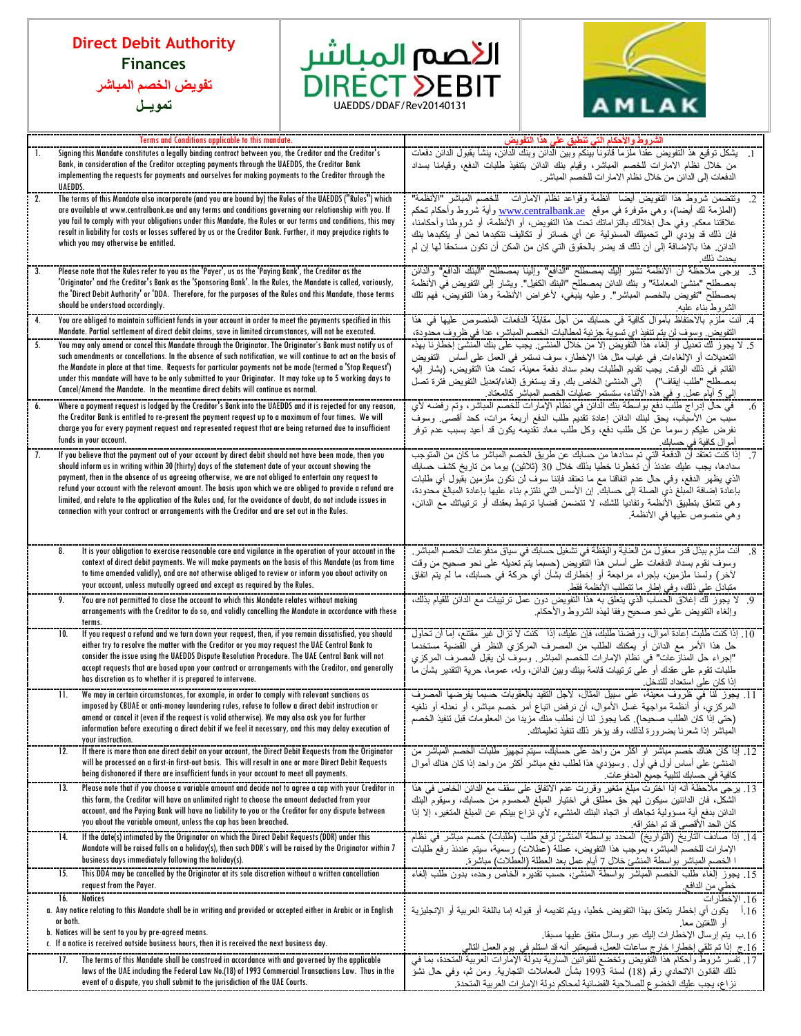**Direct Debit Authority**
**Finances**
**تفويض الخصم المباشر**
**تمويـل**

الخصم المباشر
DIRECT DEBIT
UAEDDS/DDAF/Rev20140131

AMLAK

| Terms and Conditions applicable to this mandate. | الشروط والأحكام التي تنطبق على هذا التفويض |
|---|---|
| 1. Signing this Mandate constitutes a legally binding contract between you, the Creditor and the Creditor's Bank, in consideration of the Creditor accepting payments through the UAEDDS, the Creditor Bank implementing the requests for payments and ourselves for making payments to the Creditor through the UAEDDS. | 1. يشكل توقيع هذا التفويض عقداً ملزماً قانوناً بينكم وبين الدائن وبنك الدائن، ينشأ بقبول الدائن دفعات من خلال نظام الامارات للخصم المباشر، وقيام بنك الدائن بتنفيذ طلبات الدفع، وقيامنا بسداد الدفعات إلى الدائن من خلال نظام الامارات للخصم المباشر. |
| 2. The terms of this Mandate also incorporate (and you are bound by) the Rules of the UAEDDS ("Rules") which are available at www.centralbank.ae and any terms and conditions governing our relationship with you. If you fail to comply with your obligations under this Mandate, the Rules or our terms and conditions, this may result in liability for costs or losses suffered by us or the Creditor Bank. Further, it may prejudice rights to which you may otherwise be entitled. | 2. وتتضمن شروط هذا التفويض أيضاً أنظمة وقواعد نظام الامارات للخصم المباشر "الأنظمة" (الملزمة لك أيضاً)، وهي متوفرة في موقع www.centralbank.ae وأية شروط وأحكام تحكم علاقتنا معكم. وفي حال إخلالك بالتزاماتك تحت هذا التفويض، أو الأنظمة، أو شروطنا وأحكامنا، فإن ذلك قد يؤدي الى تحميلك المسئولية عن أي خسائر أو تكاليف نتكبدها نحن أو يتكبدها بنك الدائن. هذا بالإضافة إلى أن ذلك قد يضر بالحقوق التي كان من المكن أن تكون مستحقا لها إن لم يحدث ذلك. |
| 3. Please note that the Rules refer to you as the 'Payer', us as the 'Paying Bank', the Creditor as the 'Originator' and the Creditor's Bank as the 'Sponsoring Bank'. In the Rules, the Mandate is called, variously, the 'Direct Debit Authority' or 'DDA'. Therefore, for the purposes of the Rules and this Mandate, those terms should be understood accordingly. | 3. يرجى ملاحظة ان الأنظمة تشير إليك بمصطلح "الدافع" وإلينا بمصطلح "البنك الدافع" والدائن بمصطلح "منشئ المعاملة" و بنك الدائن بمصطلح "البنك الكفيل". ويشار إلى التفويض في الأنظمة بمصطلح "تفويض بالخصم المباشر". وعليه ينبغي، لأغراض الأنظمة وهذا التفويض، فهم تلك الشروط بناء عليه. |
| 4. You are obliged to maintain sufficient funds in your account in order to meet the payments specified in this Mandate. Partial settlement of direct debit claims, save in limited circumstances, will not be executed. | 4. أنت ملزم بالاحتفاظ بأموال كافية في حسابك من أجل مقابلة الدفعات المنصوص عليها في هذا التفويض. وسوف لن يتم تنفيذ اي تسوية جزئية لمطالبات الخصم المباشر، عدا في ظروف محدودة. |
| 5. You may only amend or cancel this Mandate through the Originator. The Originator's Bank must notify us of such amendments or cancellations. In the absence of such notification, we will continue to act on the basis of the Mandate in place at that time. Requests for particular payments not be made (termed a 'Stop Request') under this mandate will have to be only submitted to your Originator. It may take up to 5 working days to Cancel/Amend the Mandate. In the meantime direct debits will continue as normal. | 5. لا يجوز لك تعديل أو إلغاء هذا التفويض إلا من خلال المنشئ. يجب على بنك المنشئ إخطارنا بهذه التعديلات أو الإلغاءات. في غياب مثل هذا الإخطار، سوف نستمر في العمل على أساس التفويض القائم في ذلك الوقت. يجب تقديم الطلبات بعدم سداد دفعة معينة، تحت هذا التفويض، (يشار إليه بمصطلح "طلب إيقاف") إلى المنشئ الخاص بك. وقد يستغرق إلغاء/تعديل التفويض فترة تصل إلى 5 أيام عمل. و في هذه الأثناء، ستستمر عمليات الخصم المباشر كالمعتاد. |
| 6. Where a payment request is lodged by the Creditor's Bank into the UAEDDS and it is rejected for any reason, the Creditor Bank is entitled to re-present the payment request up to a maximum of four times. We will charge you for every payment request and represented request that are being returned due to insufficient funds in your account. | 6. في حال إدراج طلب دفع بواسطة بنك الدائن في نظام الإمارات للخصم المباشر، وتم رفضه لأي سبب من الأسباب، يحق لبنك الدائن إعادة تقديم طلب الدفع أربعة مرات، كحد أقصى. وسوف نفرض عليكم رسوماً عن كل طلب دفع، وكل طلب معاد تقديمه يكون قد أعيد بسبب عدم توفر أموال كافية في حسابك. |
| 7. If you believe that the payment out of your account by direct debit should not have been made, then you should inform us in writing within 30 (thirty) days of the statement date of your account showing the payment, then in the absence of us agreeing otherwise, we are not obliged to entertain any request to refund your account with the relevant amount. The basis upon which we are obliged to provide a refund are limited, and relate to the application of the Rules and, for the avoidance of doubt, do not include issues in connection with your contract or arrangements with the Creditor and are set out in the Rules. | 7. إذا كنت تعتقد أن الدفعة التي تم سدادها من حسابك عن طريق الخصم المباشر ما كان من المتوجب سدادها، يجب عليك عندئذ أن تخطرنا خطيا بذلك خلال 30 (ثلاثين) يوما من تاريخ كشف حسابك الذي يظهر الدفع، وفي حال عدم اتفاقنا مع ما تعتقد فإننا سوف لن نكون ملزمين بقبول أي طلبات بإعادة إضافة المبلغ ذي الصلة إلى حسابك. إن الأسس التي نلتزم بناء عليها بإعادة المبالغ محدودة، وهي تتعلق بتطبيق الأنظمة وتفاديا للشك، لا تتضمن قضايا ترتبط بعقدك أو ترتيباتك مع الدائن، وهي منصوص عليها في الأنظمة. |
| 8. It is your obligation to exercise reasonable care and vigilance in the operation of your account in the context of direct debit payments. We will make payments on the basis of this Mandate (as from time to time amended validly), and are not otherwise obliged to review or inform you about activity on your account, unless mutually agreed and except as required by the Rules. | 8. انت ملزم ببذل قدر معقول من العناية واليقظة في تشغيل حسابك في سياق مدفوعات الخصم المباشر. وسوف نقوم بسداد الدفعات على أساس هذا التفويض (حسبما يتم تعديله على نحو صحيح من وقت لآخر) ولسنا ملزمين، بإجراء مراجعة أو إخطارك بشأن أي حركة في حسابك، ما لم يتم اتفاق متبادل على ذلك، وفي إطار ما تتطلب الأنظمة فقط. |
| 9. You are not permitted to close the account to which this Mandate relates without making arrangements with the Creditor to do so, and validly cancelling the Mandate in accordance with these terms. | 9. لا يجوز لك إغلاق الحساب الذي يتعلق به هذا التفويض دون عمل ترتيبات مع الدائن للقيام بذلك، وإلغاء التفويض على نحو صحيح وفقا لهذه الشروط والأحكام. |
| 10. If you request a refund and we turn down your request, then, if you remain dissatisfied, you should either try to resolve the matter with the Creditor or you may request the UAE Central Bank to consider the issue using the UAEDDS Dispute Resolution Procedure. The UAE Central Bank will not accept requests that are based upon your contract or arrangements with the Creditor, and generally has discretion as to whether it is prepared to intervene. | 10. إذا كنت طلبت إعادة أموال، ورفضنا طلبك، فإن عليك، إذا كنت لا تزال غير مقتنع، إما أن تحاول حل هذا الأمر مع الدائن أو يمكنك الطلب من المصرف المركزي النظر في القضية مستخدما "إجراء حل المنازعات" في نظام الإمارات للخصم المباشر. وسوف لن يقبل المصرف المركزي طلبات تقوم على عقدك أو على ترتيبات قائمة بينك وبين الدائن، وله، عموما، حرية التقدير بشأن ما إذا كان على استعداد للتدخل. |
| 11. We may in certain circumstances, for example, in order to comply with relevant sanctions as imposed by CBUAE or anti-money laundering rules, refuse to follow a direct debit instruction or amend or cancel it (even if the request is valid otherwise). We may also ask you for further information before executing a direct debit if we feel it necessary, and this may delay execution of your instruction. | 11. يجوز لنا في ظروف معينة، على سبيل المثال، لأجل التقيد بالعقوبات حسبما يفرضها المصرف المركزي، أو أنظمة مواجهة غسل الأموال، أن نرفض اتباع أمر خصم مباشر، أو نعدله أو نلغيه (حتى إذا كان الطلب صحيحا). كما يجوز لنا أن نطلب منك مزيدا من المعلومات قبل تنفيذ الخصم المباشر إذا شعرنا بضرورة لذلك، وقد يؤخر ذلك تنفيذ تعليماتك. |
| 12. If there is more than one direct debit on your account, the Direct Debit Requests from the Originator will be processed on a first-in first-out basis. This will result in one or more Direct Debit Requests being dishonored if there are insufficient funds in your account to meet all payments. | 12. إذا كان هناك خصم مباشر أو أكثر من واحد على حسابك، سيتم تجهيز طلبات الخصم المباشر من المنشئ على أساس أول في أول. وسيؤدي هذا لطلب دفع مباشر أكثر من واحد إذا كان هناك أموال كافية في حسابك لتلبية جميع المدفوعات. |
| 13. Please note that if you choose a variable amount and decide not to agree a cap with your Creditor in this form, the Creditor will have an unlimited right to choose the amount deducted from your account, and the Paying Bank will have no liability to you or the Creditor for any dispute between you about the variable amount, unless the cap has been breached. | 13. يرجى ملاحظة أنه إذا اخترت مبلغ متغير وقررت عدم الاتفاق على سقف مع الدائن الخاص في هذا الشكل، فان الدائنين سيكون لهم حق مطلق في اختيار المبلغ المحسوم من حسابك، وسيقوم البنك الدائن بدفع اية مسؤولية تجاهك او اتجاه البنك المنشيء لأي نزاع بينكم عن المبلغ المتغير، إلا إذا كان الحد الأقصى قد تم اختراقه. |
| 14. If the date(s) intimated by the Originator on which the Direct Debit Requests (DDR) under this Mandate will be raised falls on a holiday(s), then such DDR's will be raised by the Originator within 7 business days immediately following the holiday(s). | 14. إذا صادف التاريخ (التواريخ) المحدد بواسطة المنشئ لرفع طلب (طلبات) خصم مباشر في نظام الإمارات للخصم المباشر، بموجب هذا التفويض، عطلة (عطلات) رسمية، سيتم عندئذ رفع طلبات ا الخصم المباشر بواسطة المنشئ خلال 7 أيام عمل بعد العطلة (العطلات) مباشرة. |
| 15. This DDA may be cancelled by the Originator at its sole discretion without a written cancellation request from the Payer. | 15. يجوز إلغاء طلب الخصم المباشر بواسطة المنشئ، حسب تقديره الخاص وحده، بدون طلب إلغاء خطي من الدافع. |
| 16. Notices<br>a. Any notice relating to this Mandate shall be in writing and provided or accepted either in Arabic or in English or both.<br>b. Notices will be sent to you by pre-agreed means.<br>c. If a notice is received outside business hours, then it is received the next business day. | 16. الإخطارات<br>16.أ يكون أي إخطار يتعلق بهذا التفويض خطيا، ويتم تقديمه أو قبوله إما باللغة العربية أو الإنجليزية أو اللغتين معا.<br>16.ب يتم إرسال الإخطارات إليك عبر وسائل متفق عليها مسبقا.<br>16.ج إذا تم تلقي إخطارا خارج ساعات العمل، فسيعتبر أنه قد استلم في يوم العمل التالي. |
| 17. The terms of this Mandate shall be construed in accordance with and governed by the applicable laws of the UAE including the Federal Law No.(18) of 1993 Commercial Transactions Law. Thus in the event of a dispute, you shall submit to the jurisdiction of the UAE Courts. | 17. تفسر شروط وأحكام هذا التفويض وتخضع للقوانين السارية بدولة الإمارات العربية المتحدة، بما في ذلك القانون الاتحادي رقم (18) لسنة 1993 بشأن المعاملات التجارية. ومن ثم، وفي حال نشوء نزاع، يجب عليك الخضوع للصلاحية القضائية لمحاكم دولة الإمارات العربية المتحدة. |